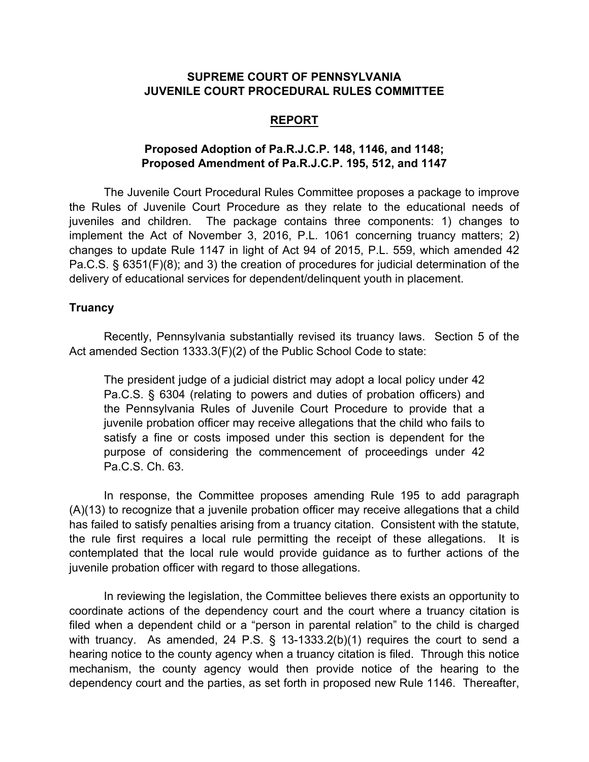**SUPREME COURT OF PENNSYLVANIA**
**JUVENILE COURT PROCEDURAL RULES COMMITTEE**

**REPORT**

**Proposed Adoption of Pa.R.J.C.P. 148, 1146, and 1148;**
**Proposed Amendment of Pa.R.J.C.P. 195, 512, and 1147**

The Juvenile Court Procedural Rules Committee proposes a package to improve the Rules of Juvenile Court Procedure as they relate to the educational needs of juveniles and children. The package contains three components: 1) changes to implement the Act of November 3, 2016, P.L. 1061 concerning truancy matters; 2) changes to update Rule 1147 in light of Act 94 of 2015, P.L. 559, which amended 42 Pa.C.S. § 6351(F)(8); and 3) the creation of procedures for judicial determination of the delivery of educational services for dependent/delinquent youth in placement.

### Truancy

Recently, Pennsylvania substantially revised its truancy laws. Section 5 of the Act amended Section 1333.3(F)(2) of the Public School Code to state:

> The president judge of a judicial district may adopt a local policy under 42 Pa.C.S. § 6304 (relating to powers and duties of probation officers) and the Pennsylvania Rules of Juvenile Court Procedure to provide that a juvenile probation officer may receive allegations that the child who fails to satisfy a fine or costs imposed under this section is dependent for the purpose of considering the commencement of proceedings under 42 Pa.C.S. Ch. 63.

In response, the Committee proposes amending Rule 195 to add paragraph (A)(13) to recognize that a juvenile probation officer may receive allegations that a child has failed to satisfy penalties arising from a truancy citation. Consistent with the statute, the rule first requires a local rule permitting the receipt of these allegations. It is contemplated that the local rule would provide guidance as to further actions of the juvenile probation officer with regard to those allegations.

In reviewing the legislation, the Committee believes there exists an opportunity to coordinate actions of the dependency court and the court where a truancy citation is filed when a dependent child or a "person in parental relation" to the child is charged with truancy. As amended, 24 P.S. § 13-1333.2(b)(1) requires the court to send a hearing notice to the county agency when a truancy citation is filed. Through this notice mechanism, the county agency would then provide notice of the hearing to the dependency court and the parties, as set forth in proposed new Rule 1146. Thereafter,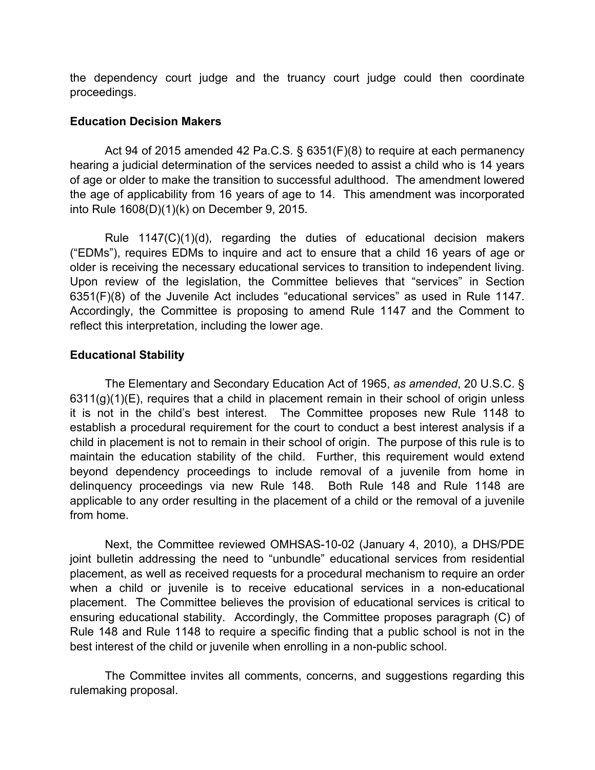the dependency court judge and the truancy court judge could then coordinate proceedings.

**Education Decision Makers**

Act 94 of 2015 amended 42 Pa.C.S. § 6351(F)(8) to require at each permanency hearing a judicial determination of the services needed to assist a child who is 14 years of age or older to make the transition to successful adulthood. The amendment lowered the age of applicability from 16 years of age to 14. This amendment was incorporated into Rule 1608(D)(1)(k) on December 9, 2015.

Rule 1147(C)(1)(d), regarding the duties of educational decision makers ("EDMs"), requires EDMs to inquire and act to ensure that a child 16 years of age or older is receiving the necessary educational services to transition to independent living. Upon review of the legislation, the Committee believes that "services" in Section 6351(F)(8) of the Juvenile Act includes "educational services" as used in Rule 1147. Accordingly, the Committee is proposing to amend Rule 1147 and the Comment to reflect this interpretation, including the lower age.

**Educational Stability**

The Elementary and Secondary Education Act of 1965, *as amended*, 20 U.S.C. § 6311(g)(1)(E), requires that a child in placement remain in their school of origin unless it is not in the child's best interest. The Committee proposes new Rule 1148 to establish a procedural requirement for the court to conduct a best interest analysis if a child in placement is not to remain in their school of origin. The purpose of this rule is to maintain the education stability of the child. Further, this requirement would extend beyond dependency proceedings to include removal of a juvenile from home in delinquency proceedings via new Rule 148. Both Rule 148 and Rule 1148 are applicable to any order resulting in the placement of a child or the removal of a juvenile from home.

Next, the Committee reviewed OMHSAS-10-02 (January 4, 2010), a DHS/PDE joint bulletin addressing the need to "unbundle" educational services from residential placement, as well as received requests for a procedural mechanism to require an order when a child or juvenile is to receive educational services in a non-educational placement. The Committee believes the provision of educational services is critical to ensuring educational stability. Accordingly, the Committee proposes paragraph (C) of Rule 148 and Rule 1148 to require a specific finding that a public school is not in the best interest of the child or juvenile when enrolling in a non-public school.

The Committee invites all comments, concerns, and suggestions regarding this rulemaking proposal.